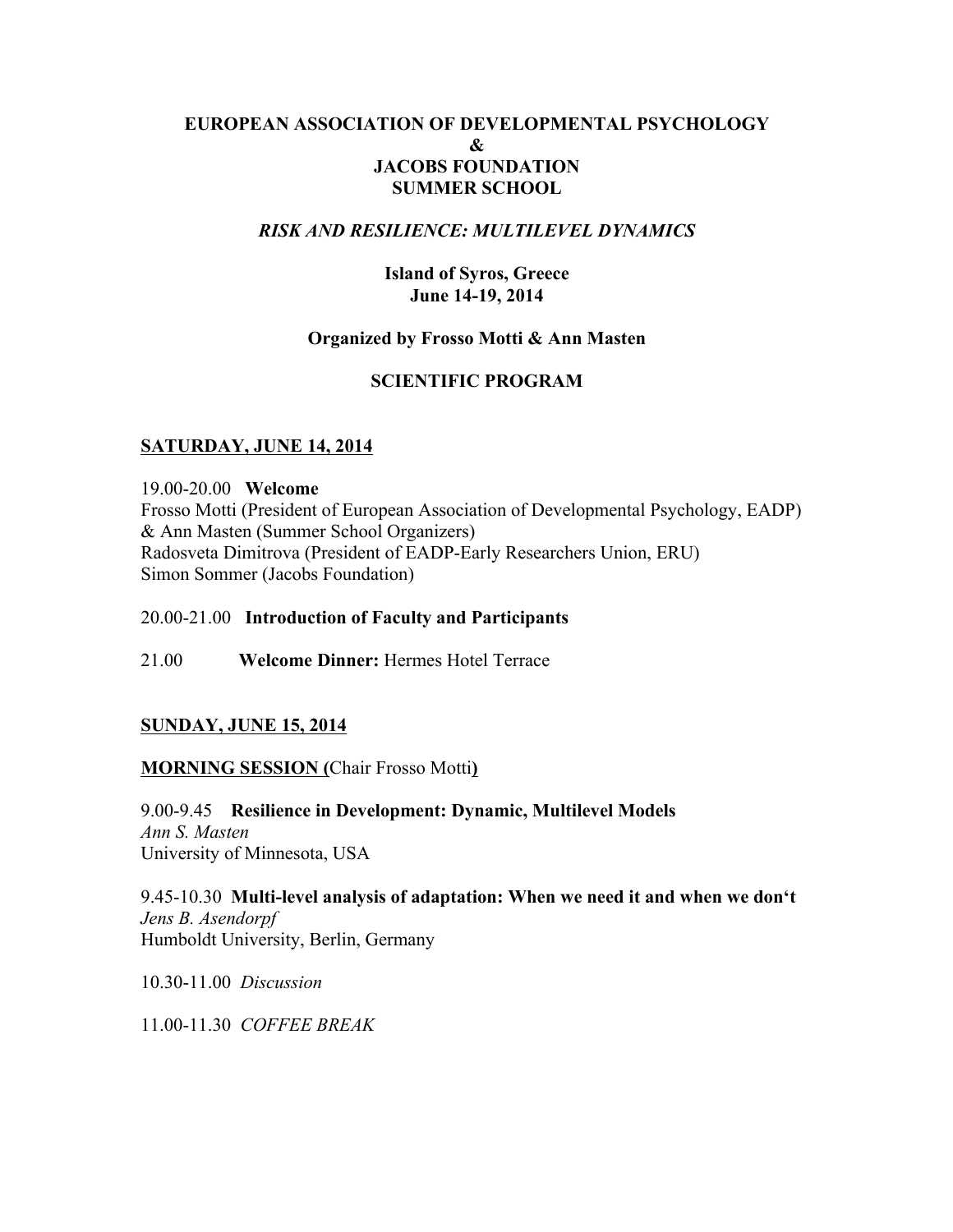**EUROPEAN ASSOCIATION OF DEVELOPMENTAL PSYCHOLOGY**
**&**
**JACOBS FOUNDATION**
**SUMMER SCHOOL**

***RISK AND RESILIENCE: MULTILEVEL DYNAMICS***

**Island of Syros, Greece**
**June 14-19, 2014**

**Organized by Frosso Motti & Ann Masten**

**SCIENTIFIC PROGRAM**

## SATURDAY, JUNE 14, 2014

19.00-20.00 **Welcome**
Frosso Motti (President of European Association of Developmental Psychology, EADP) & Ann Masten (Summer School Organizers)
Radosveta Dimitrova (President of EADP-Early Researchers Union, ERU)
Simon Sommer (Jacobs Foundation)

20.00-21.00 **Introduction of Faculty and Participants**

21.00 **Welcome Dinner:** Hermes Hotel Terrace

## SUNDAY, JUNE 15, 2014

**MORNING SESSION (**Chair Frosso Motti**)**

9.00-9.45 **Resilience in Development: Dynamic, Multilevel Models**
*Ann S. Masten*
University of Minnesota, USA

9.45-10.30 **Multi-level analysis of adaptation: When we need it and when we don't**
*Jens B. Asendorpf*
Humboldt University, Berlin, Germany

10.30-11.00 *Discussion*

11.00-11.30 *COFFEE BREAK*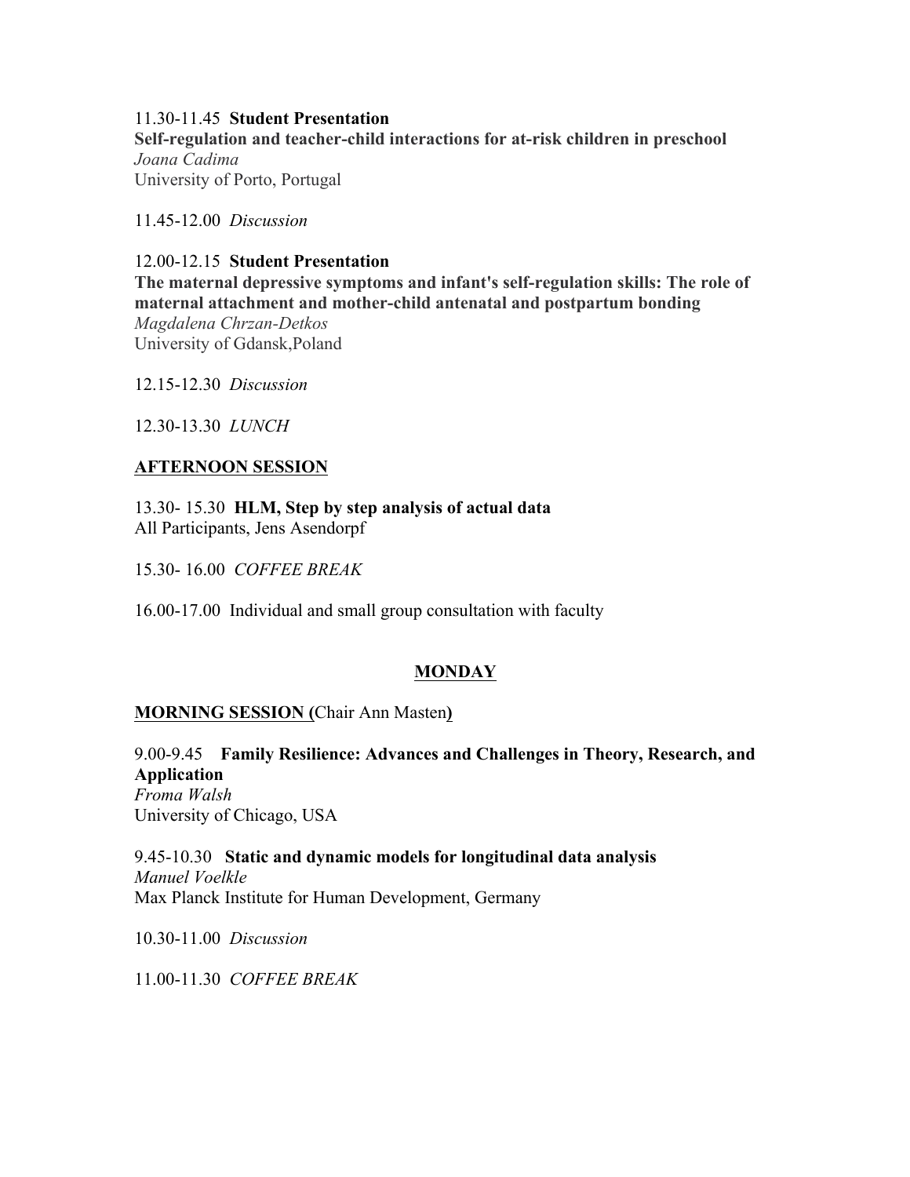11.30-11.45 **Student Presentation**
**Self-regulation and teacher-child interactions for at-risk children in preschool**
*Joana Cadima*
University of Porto, Portugal

11.45-12.00 *Discussion*

12.00-12.15 **Student Presentation**
**The maternal depressive symptoms and infant's self-regulation skills: The role of maternal attachment and mother-child antenatal and postpartum bonding**
*Magdalena Chrzan-Detkos*
University of Gdansk,Poland

12.15-12.30 *Discussion*

12.30-13.30 *LUNCH*

**AFTERNOON SESSION**

13.30- 15.30 **HLM, Step by step analysis of actual data**
All Participants, Jens Asendorpf

15.30- 16.00 *COFFEE BREAK*

16.00-17.00 Individual and small group consultation with faculty

## MONDAY

**MORNING SESSION (**Chair Ann Masten**)**

9.00-9.45 **Family Resilience: Advances and Challenges in Theory, Research, and Application**
*Froma Walsh*
University of Chicago, USA

9.45-10.30 **Static and dynamic models for longitudinal data analysis**
*Manuel Voelkle*
Max Planck Institute for Human Development, Germany

10.30-11.00 *Discussion*

11.00-11.30 *COFFEE BREAK*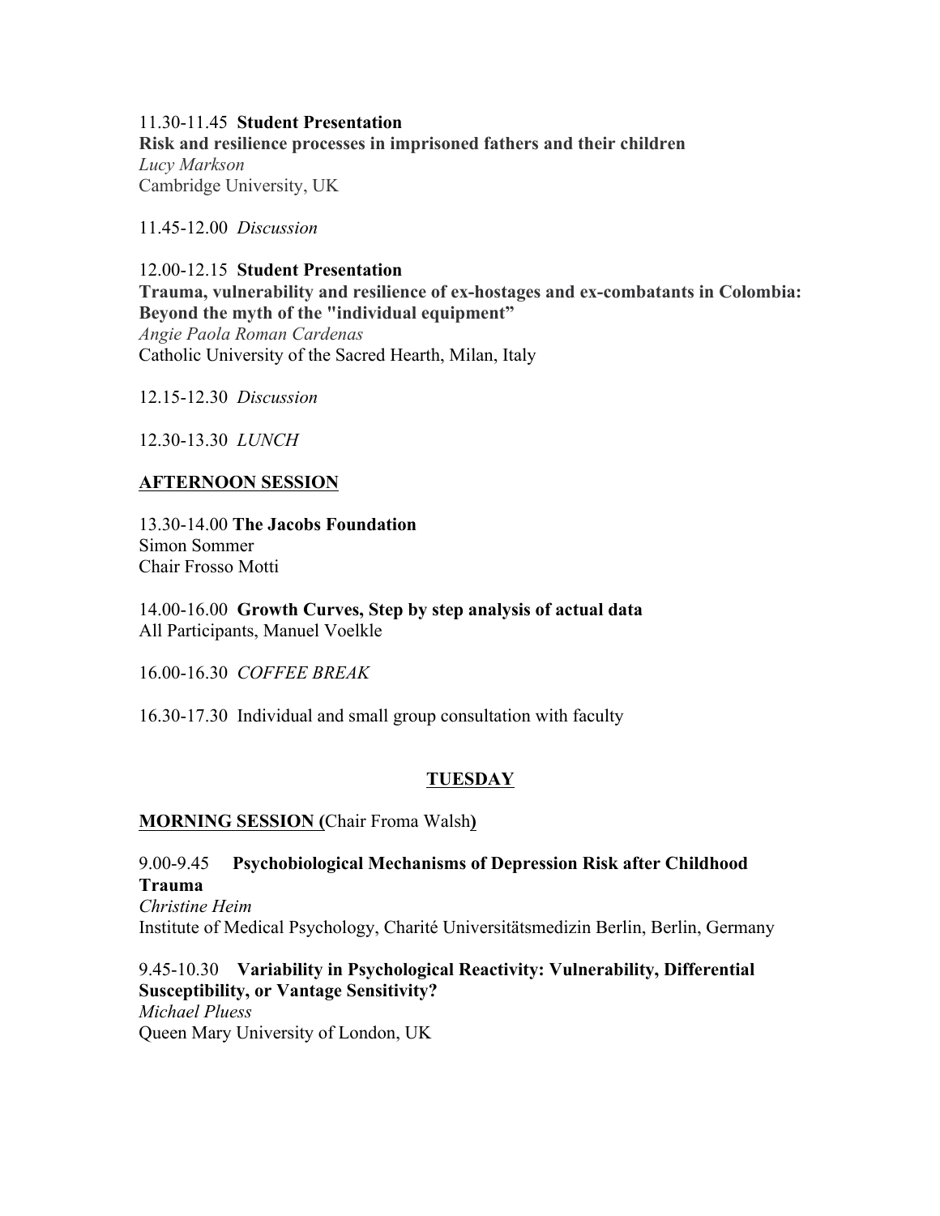11.30-11.45 **Student Presentation**
**Risk and resilience processes in imprisoned fathers and their children**
*Lucy Markson*
Cambridge University, UK

11.45-12.00 *Discussion*

12.00-12.15 **Student Presentation**
**Trauma, vulnerability and resilience of ex-hostages and ex-combatants in Colombia: Beyond the myth of the "individual equipment"**
*Angie Paola Roman Cardenas*
Catholic University of the Sacred Hearth, Milan, Italy

12.15-12.30 *Discussion*

12.30-13.30 *LUNCH*

**AFTERNOON SESSION**

13.30-14.00 **The Jacobs Foundation**
Simon Sommer
Chair Frosso Motti

14.00-16.00 **Growth Curves, Step by step analysis of actual data**
All Participants, Manuel Voelkle

16.00-16.30 *COFFEE BREAK*

16.30-17.30 Individual and small group consultation with faculty

## TUESDAY

**MORNING SESSION (**Chair Froma Walsh**)**

9.00-9.45 **Psychobiological Mechanisms of Depression Risk after Childhood Trauma**
*Christine Heim*
Institute of Medical Psychology, Charité Universitätsmedizin Berlin, Berlin, Germany

9.45-10.30 **Variability in Psychological Reactivity: Vulnerability, Differential Susceptibility, or Vantage Sensitivity?**
*Michael Pluess*
Queen Mary University of London, UK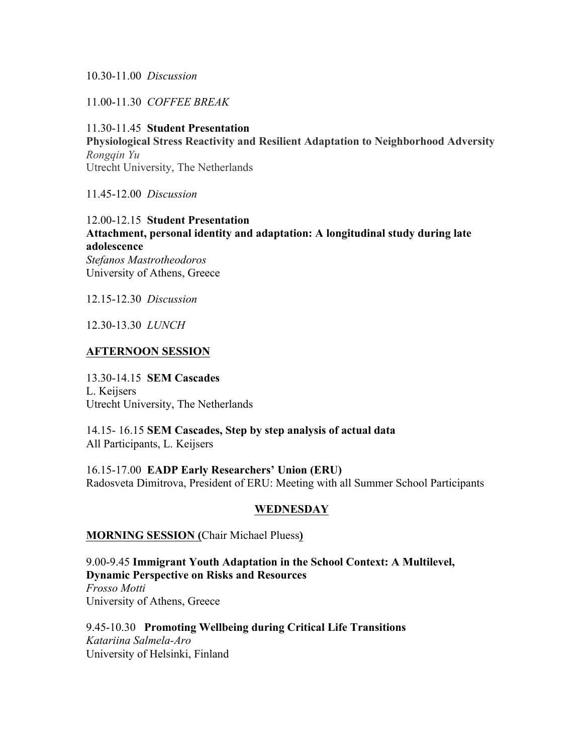10.30-11.00 *Discussion*

11.00-11.30 *COFFEE BREAK*

11.30-11.45 **Student Presentation**
**Physiological Stress Reactivity and Resilient Adaptation to Neighborhood Adversity**
*Rongqin Yu*
Utrecht University, The Netherlands

11.45-12.00 *Discussion*

12.00-12.15 **Student Presentation**
**Attachment, personal identity and adaptation: A longitudinal study during late adolescence**
*Stefanos Mastrotheodoros*
University of Athens, Greece

12.15-12.30 *Discussion*

12.30-13.30 *LUNCH*

**AFTERNOON SESSION**

13.30-14.15 **SEM Cascades**
L. Keijsers
Utrecht University, The Netherlands

14.15- 16.15 **SEM Cascades, Step by step analysis of actual data**
All Participants, L. Keijsers

16.15-17.00 **EADP Early Researchers' Union (ERU)**
Radosveta Dimitrova, President of ERU: Meeting with all Summer School Participants

## WEDNESDAY

**MORNING SESSION (**Chair Michael Pluess**)**

9.00-9.45 **Immigrant Youth Adaptation in the School Context: A Multilevel, Dynamic Perspective on Risks and Resources**
*Frosso Motti*
University of Athens, Greece

9.45-10.30 **Promoting Wellbeing during Critical Life Transitions**
*Katariina Salmela-Aro*
University of Helsinki, Finland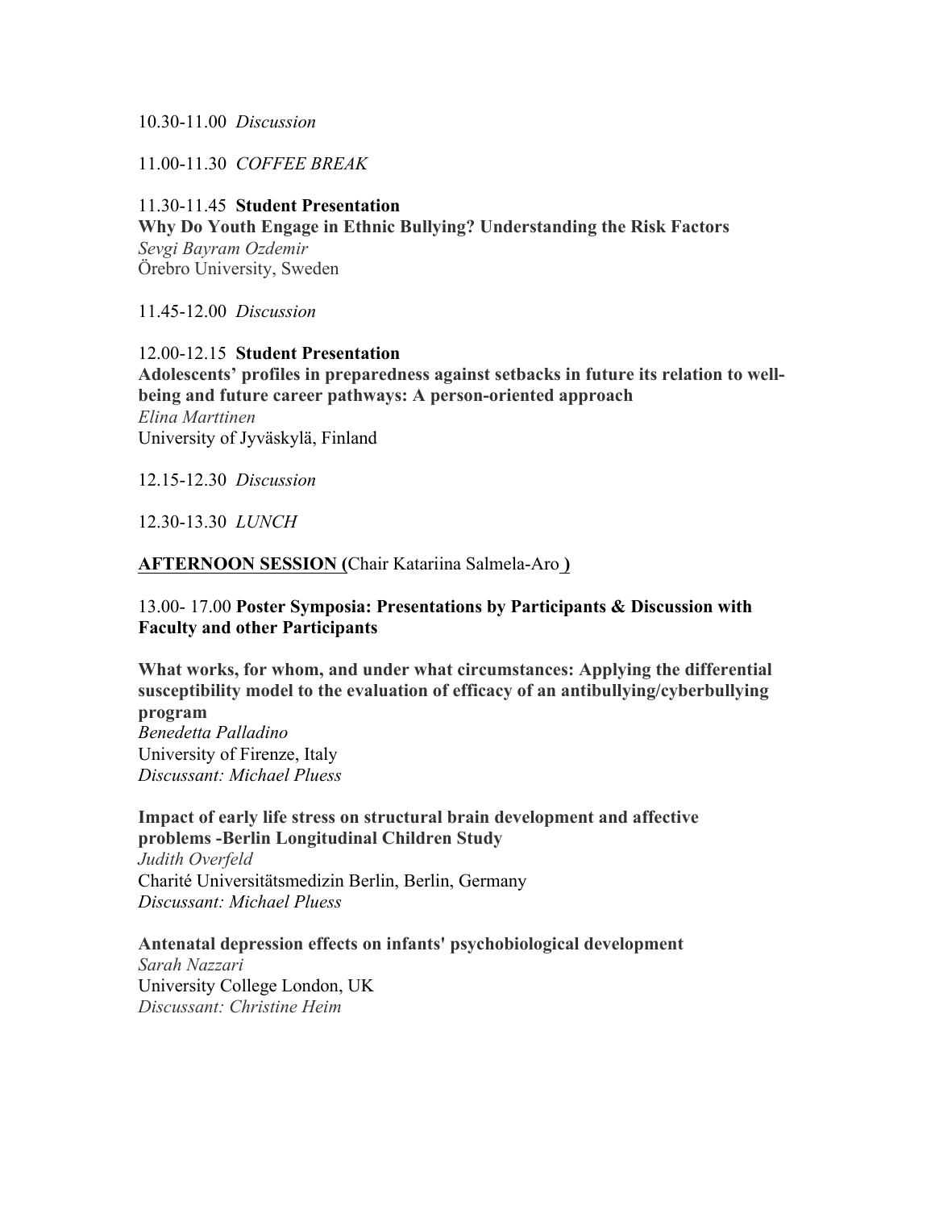10.30-11.00 *Discussion*

11.00-11.30 *COFFEE BREAK*

11.30-11.45 **Student Presentation**
**Why Do Youth Engage in Ethnic Bullying? Understanding the Risk Factors**
*Sevgi Bayram Ozdemir*
Örebro University, Sweden

11.45-12.00 *Discussion*

12.00-12.15 **Student Presentation**
**Adolescents' profiles in preparedness against setbacks in future its relation to well-being and future career pathways: A person-oriented approach**
*Elina Marttinen*
University of Jyväskylä, Finland

12.15-12.30 *Discussion*

12.30-13.30 *LUNCH*

**AFTERNOON SESSION (**Chair Katariina Salmela-Aro **)**

13.00- 17.00 **Poster Symposia: Presentations by Participants & Discussion with Faculty and other Participants**

**What works, for whom, and under what circumstances: Applying the differential susceptibility model to the evaluation of efficacy of an antibullying/cyberbullying program**
*Benedetta Palladino*
University of Firenze, Italy
*Discussant: Michael Pluess*

**Impact of early life stress on structural brain development and affective problems -Berlin Longitudinal Children Study**
*Judith Overfeld*
Charité Universitätsmedizin Berlin, Berlin, Germany
*Discussant: Michael Pluess*

**Antenatal depression effects on infants' psychobiological development**
*Sarah Nazzari*
University College London, UK
*Discussant: Christine Heim*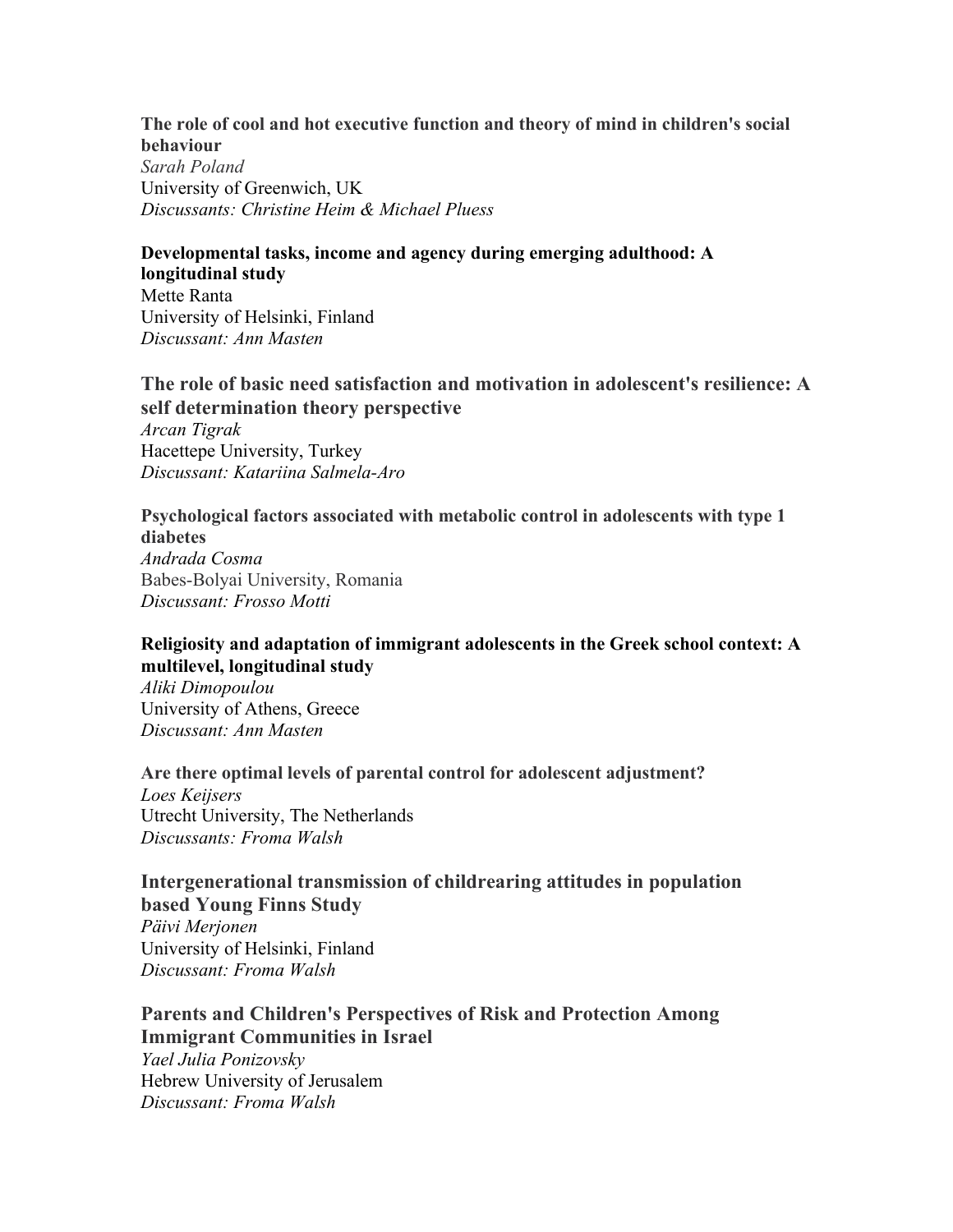**The role of cool and hot executive function and theory of mind in children's social behaviour**
*Sarah Poland*
University of Greenwich, UK
*Discussants: Christine Heim & Michael Pluess*

**Developmental tasks, income and agency during emerging adulthood: A longitudinal study**
Mette Ranta
University of Helsinki, Finland
*Discussant: Ann Masten*

**The role of basic need satisfaction and motivation in adolescent's resilience: A self determination theory perspective**
*Arcan Tigrak*
Hacettepe University, Turkey
*Discussant: Katariina Salmela-Aro*

**Psychological factors associated with metabolic control in adolescents with type 1 diabetes**
*Andrada Cosma*
Babes-Bolyai University, Romania
*Discussant: Frosso Motti*

**Religiosity and adaptation of immigrant adolescents in the Greek school context: A multilevel, longitudinal study**
*Aliki Dimopoulou*
University of Athens, Greece
*Discussant: Ann Masten*

**Are there optimal levels of parental control for adolescent adjustment?**
*Loes Keijsers*
Utrecht University, The Netherlands
*Discussants: Froma Walsh*

**Intergenerational transmission of childrearing attitudes in population based Young Finns Study**
*Päivi Merjonen*
University of Helsinki, Finland
*Discussant: Froma Walsh*

**Parents and Children's Perspectives of Risk and Protection Among Immigrant Communities in Israel**
*Yael Julia Ponizovsky*
Hebrew University of Jerusalem
*Discussant: Froma Walsh*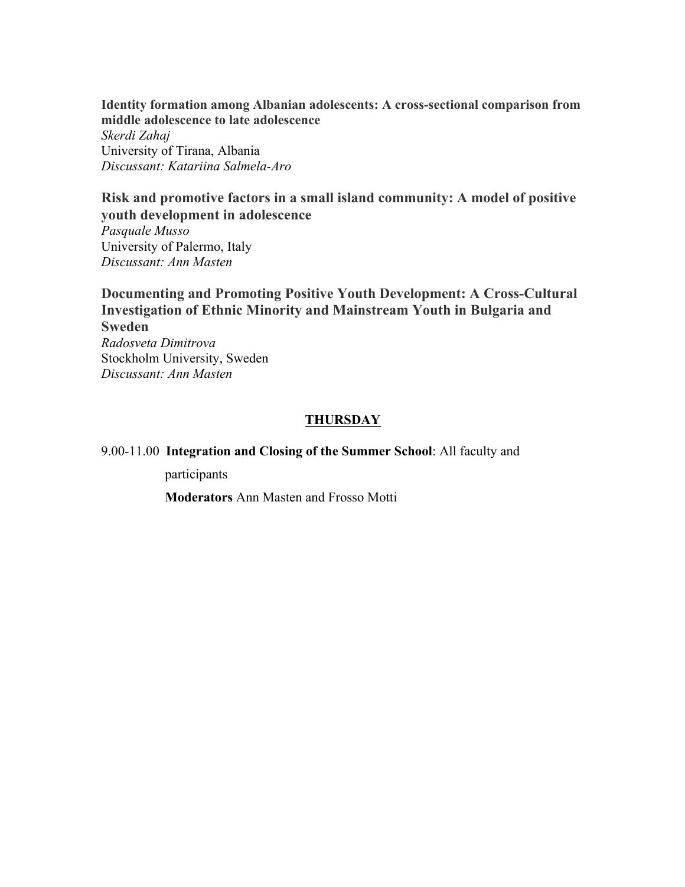**Identity formation among Albanian adolescents: A cross-sectional comparison from middle adolescence to late adolescence**
*Skerdi Zahaj*
University of Tirana, Albania
*Discussant: Katariina Salmela-Aro*

**Risk and promotive factors in a small island community: A model of positive youth development in adolescence**
*Pasquale Musso*
University of Palermo, Italy
*Discussant: Ann Masten*

**Documenting and Promoting Positive Youth Development: A Cross-Cultural Investigation of Ethnic Minority and Mainstream Youth in Bulgaria and Sweden**
*Radosveta Dimitrova*
Stockholm University, Sweden
*Discussant: Ann Masten*

## THURSDAY

9.00-11.00 **Integration and Closing of the Summer School**: All faculty and participants

**Moderators** Ann Masten and Frosso Motti